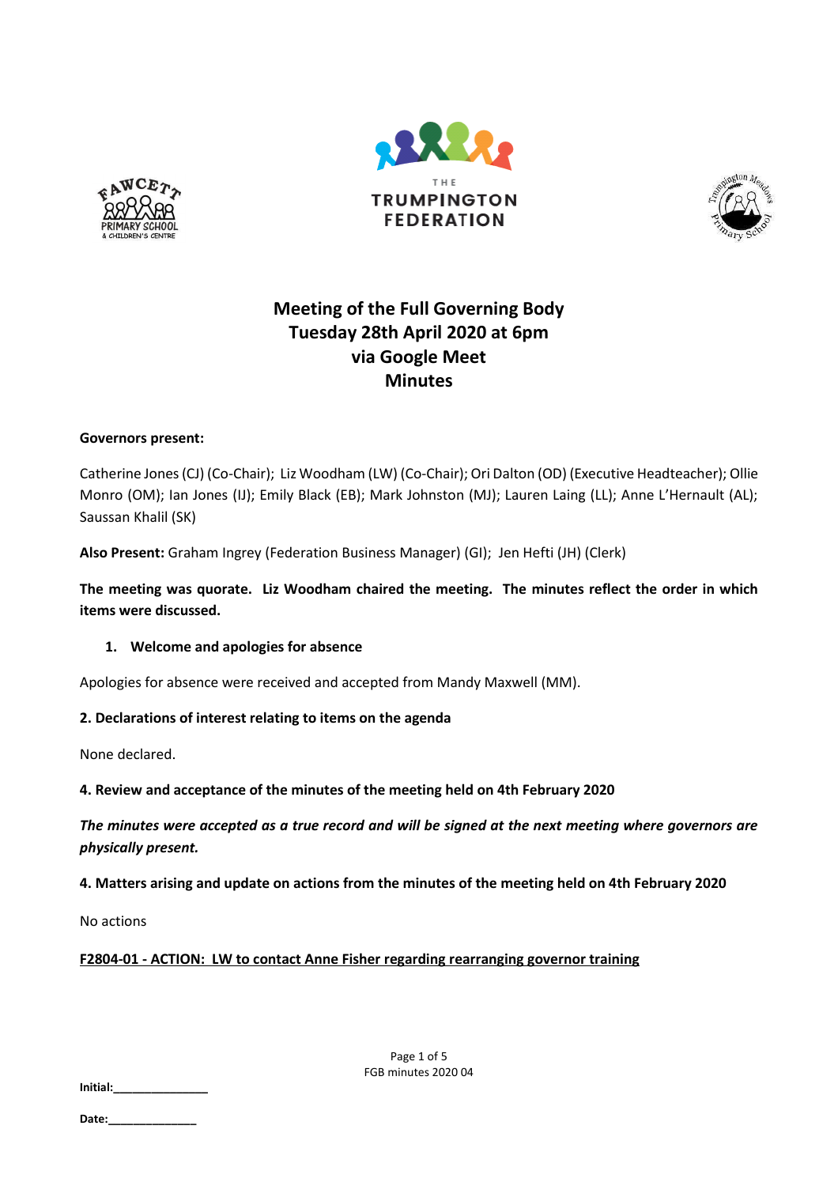THE TRUMPINGTON FEDERATION

# Meeting of the Full Governing Body
# Tuesday 28th April 2020 at 6pm
# via Google Meet
# Minutes

**Governors present:**

Catherine Jones (CJ) (Co-Chair); Liz Woodham (LW) (Co-Chair); Ori Dalton (OD) (Executive Headteacher); Ollie Monro (OM); Ian Jones (IJ); Emily Black (EB); Mark Johnston (MJ); Lauren Laing (LL); Anne L'Hernault (AL); Saussan Khalil (SK)

**Also Present:** Graham Ingrey (Federation Business Manager) (GI); Jen Hefti (JH) (Clerk)

**The meeting was quorate. Liz Woodham chaired the meeting. The minutes reflect the order in which items were discussed.**

**1. Welcome and apologies for absence**

Apologies for absence were received and accepted from Mandy Maxwell (MM).

**2. Declarations of interest relating to items on the agenda**

None declared.

**4. Review and acceptance of the minutes of the meeting held on 4th February 2020**

***The minutes were accepted as a true record and will be signed at the next meeting where governors are physically present.***

**4. Matters arising and update on actions from the minutes of the meeting held on 4th February 2020**

No actions

**F2804-01 - ACTION: LW to contact Anne Fisher regarding rearranging governor training**

**Initial:**_______________

**Date:**______________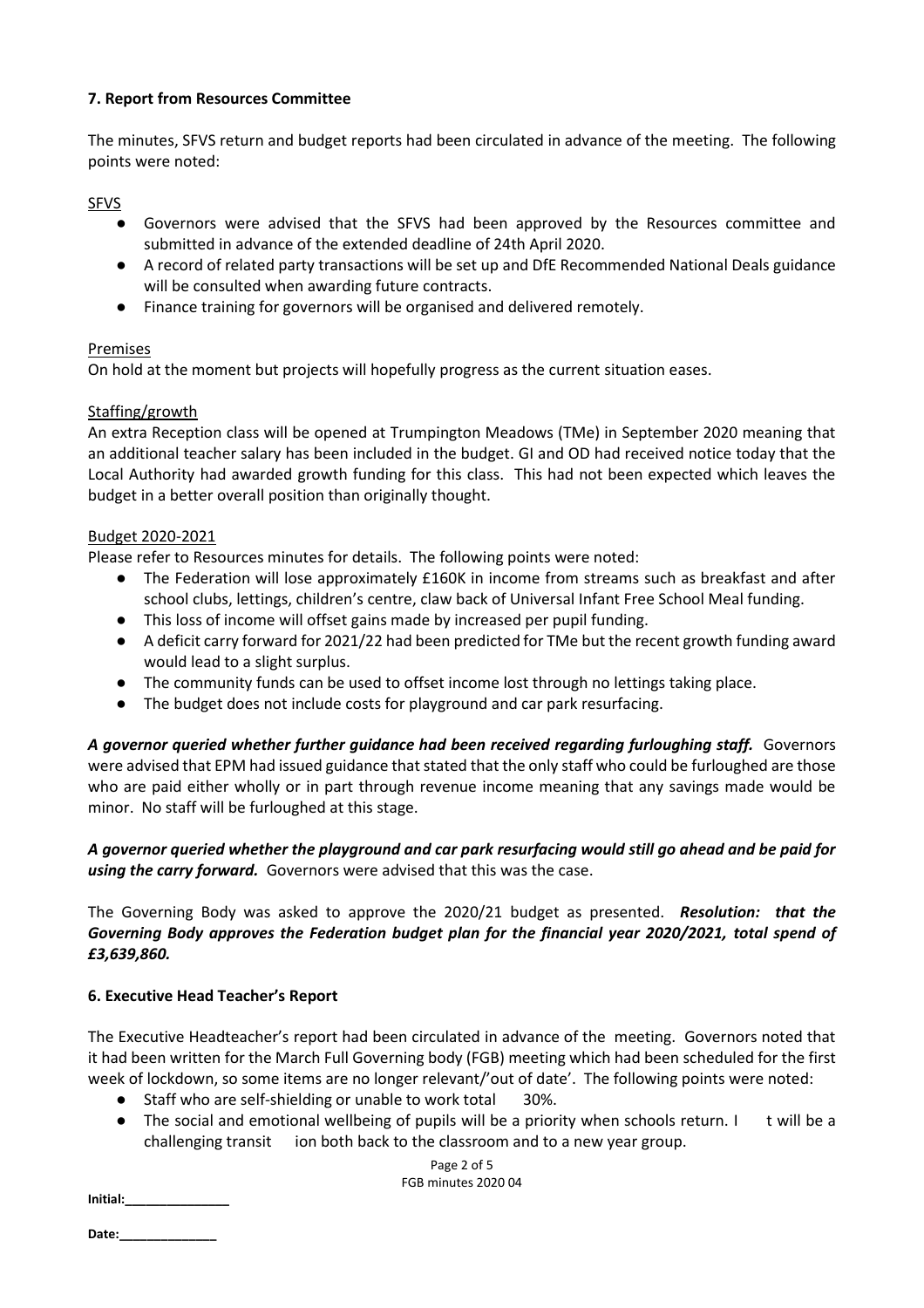### 7. Report from Resources Committee

The minutes, SFVS return and budget reports had been circulated in advance of the meeting. The following points were noted:

SFVS

- Governors were advised that the SFVS had been approved by the Resources committee and submitted in advance of the extended deadline of 24th April 2020.
- A record of related party transactions will be set up and DfE Recommended National Deals guidance will be consulted when awarding future contracts.
- Finance training for governors will be organised and delivered remotely.

Premises

On hold at the moment but projects will hopefully progress as the current situation eases.

Staffing/growth

An extra Reception class will be opened at Trumpington Meadows (TMe) in September 2020 meaning that an additional teacher salary has been included in the budget. GI and OD had received notice today that the Local Authority had awarded growth funding for this class. This had not been expected which leaves the budget in a better overall position than originally thought.

Budget 2020-2021

Please refer to Resources minutes for details. The following points were noted:

- The Federation will lose approximately £160K in income from streams such as breakfast and after school clubs, lettings, children's centre, claw back of Universal Infant Free School Meal funding.
- This loss of income will offset gains made by increased per pupil funding.
- A deficit carry forward for 2021/22 had been predicted for TMe but the recent growth funding award would lead to a slight surplus.
- The community funds can be used to offset income lost through no lettings taking place.
- The budget does not include costs for playground and car park resurfacing.

***A governor queried whether further guidance had been received regarding furloughing staff.*** Governors were advised that EPM had issued guidance that stated that the only staff who could be furloughed are those who are paid either wholly or in part through revenue income meaning that any savings made would be minor. No staff will be furloughed at this stage.

***A governor queried whether the playground and car park resurfacing would still go ahead and be paid for using the carry forward.*** Governors were advised that this was the case.

The Governing Body was asked to approve the 2020/21 budget as presented. ***Resolution: that the Governing Body approves the Federation budget plan for the financial year 2020/2021, total spend of £3,639,860.***

### 6. Executive Head Teacher's Report

The Executive Headteacher's report had been circulated in advance of the meeting. Governors noted that it had been written for the March Full Governing body (FGB) meeting which had been scheduled for the first week of lockdown, so some items are no longer relevant/'out of date'. The following points were noted:

- Staff who are self-shielding or unable to work total 30%.
- The social and emotional wellbeing of pupils will be a priority when schools return. It will be a challenging transition both back to the classroom and to a new year group.

Initial:______________

Date:______________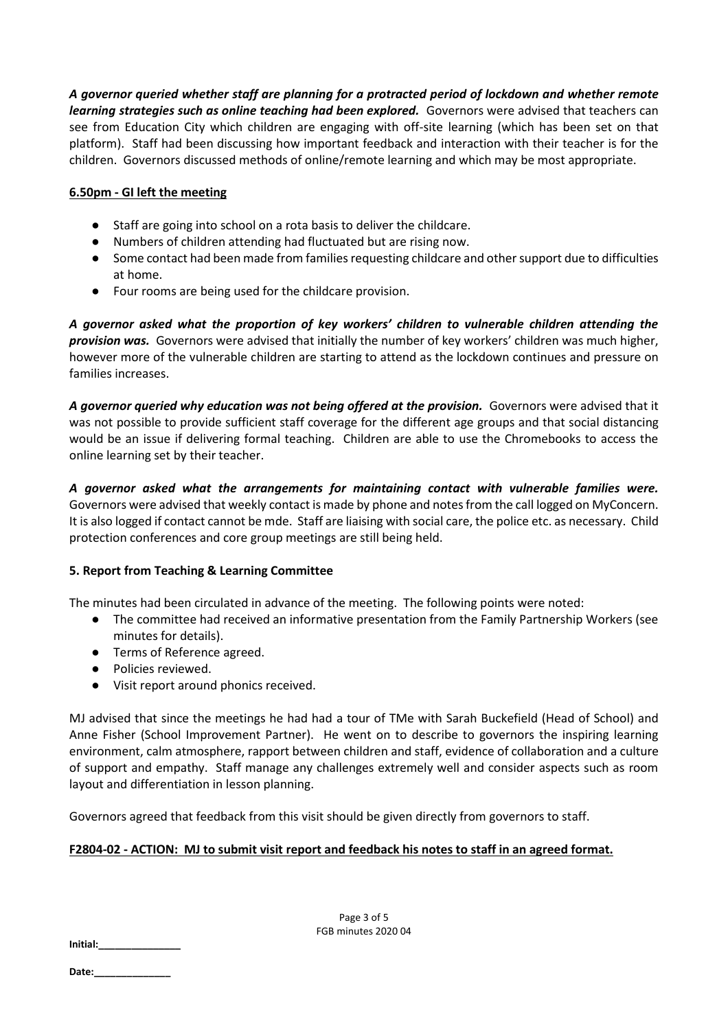***A governor queried whether staff are planning for a protracted period of lockdown and whether remote learning strategies such as online teaching had been explored.*** Governors were advised that teachers can see from Education City which children are engaging with off-site learning (which has been set on that platform). Staff had been discussing how important feedback and interaction with their teacher is for the children. Governors discussed methods of online/remote learning and which may be most appropriate.

**6.50pm - GI left the meeting**

- Staff are going into school on a rota basis to deliver the childcare.
- Numbers of children attending had fluctuated but are rising now.
- Some contact had been made from families requesting childcare and other support due to difficulties at home.
- Four rooms are being used for the childcare provision.

***A governor asked what the proportion of key workers' children to vulnerable children attending the provision was.*** Governors were advised that initially the number of key workers' children was much higher, however more of the vulnerable children are starting to attend as the lockdown continues and pressure on families increases.

***A governor queried why education was not being offered at the provision.*** Governors were advised that it was not possible to provide sufficient staff coverage for the different age groups and that social distancing would be an issue if delivering formal teaching. Children are able to use the Chromebooks to access the online learning set by their teacher.

***A governor asked what the arrangements for maintaining contact with vulnerable families were.*** Governors were advised that weekly contact is made by phone and notes from the call logged on MyConcern. It is also logged if contact cannot be mde. Staff are liaising with social care, the police etc. as necessary. Child protection conferences and core group meetings are still being held.

**5. Report from Teaching & Learning Committee**

The minutes had been circulated in advance of the meeting. The following points were noted:

- The committee had received an informative presentation from the Family Partnership Workers (see minutes for details).
- Terms of Reference agreed.
- Policies reviewed.
- Visit report around phonics received.

MJ advised that since the meetings he had had a tour of TMe with Sarah Buckefield (Head of School) and Anne Fisher (School Improvement Partner). He went on to describe to governors the inspiring learning environment, calm atmosphere, rapport between children and staff, evidence of collaboration and a culture of support and empathy. Staff manage any challenges extremely well and consider aspects such as room layout and differentiation in lesson planning.

Governors agreed that feedback from this visit should be given directly from governors to staff.

**F2804-02 - ACTION: MJ to submit visit report and feedback his notes to staff in an agreed format.**

Initial:______________

Date:______________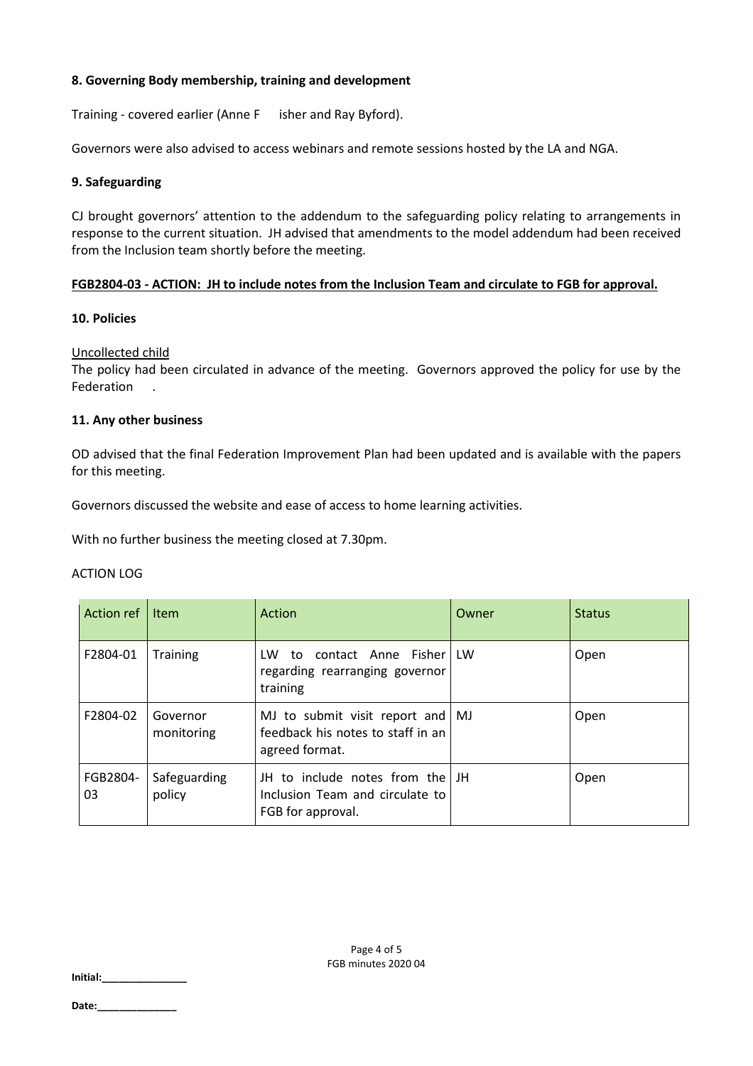### 8. Governing Body membership, training and development

Training - covered earlier (Anne F isher and Ray Byford).

Governors were also advised to access webinars and remote sessions hosted by the LA and NGA.

### 9. Safeguarding

CJ brought governors' attention to the addendum to the safeguarding policy relating to arrangements in response to the current situation. JH advised that amendments to the model addendum had been received from the Inclusion team shortly before the meeting.

**FGB2804-03 - ACTION: JH to include notes from the Inclusion Team and circulate to FGB for approval.**

### 10. Policies

Uncollected child

The policy had been circulated in advance of the meeting. Governors approved the policy for use by the Federation .

### 11. Any other business

OD advised that the final Federation Improvement Plan had been updated and is available with the papers for this meeting.

Governors discussed the website and ease of access to home learning activities.

With no further business the meeting closed at 7.30pm.

ACTION LOG

| Action ref | Item | Action | Owner | Status |
|---|---|---|---|---|
| F2804-01 | Training | LW to contact Anne Fisher regarding rearranging governor training | LW | Open |
| F2804-02 | Governor monitoring | MJ to submit visit report and feedback his notes to staff in an agreed format. | MJ | Open |
| FGB2804-03 | Safeguarding policy | JH to include notes from the Inclusion Team and circulate to FGB for approval. | JH | Open |

FGB minutes 2020 04

**Initial:_______________**

**Date:______________**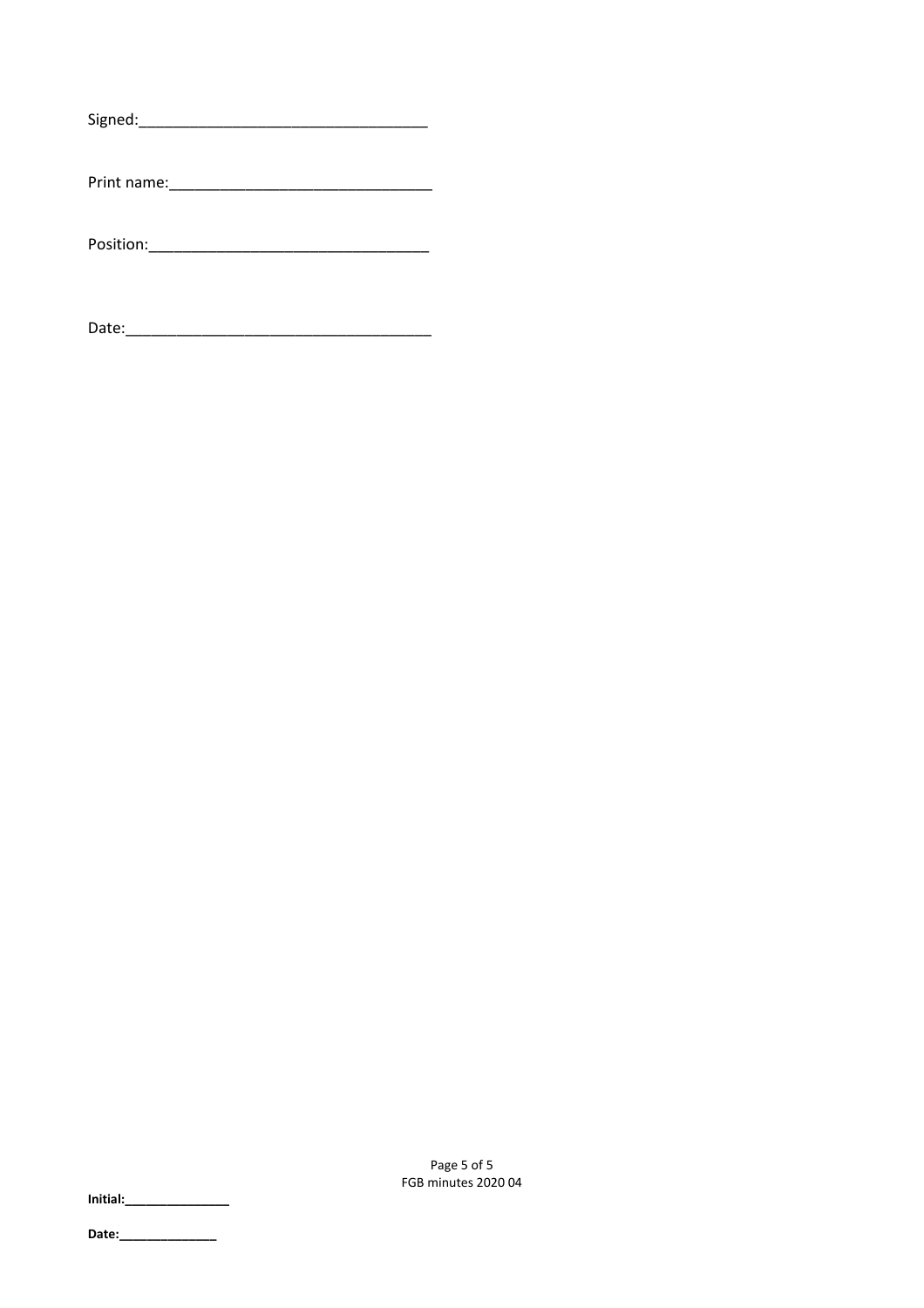Signed:_________________________________

Print name:______________________________

Position:_______________________________

Date:__________________________________

**Initial:**______________

**Date:**_____________